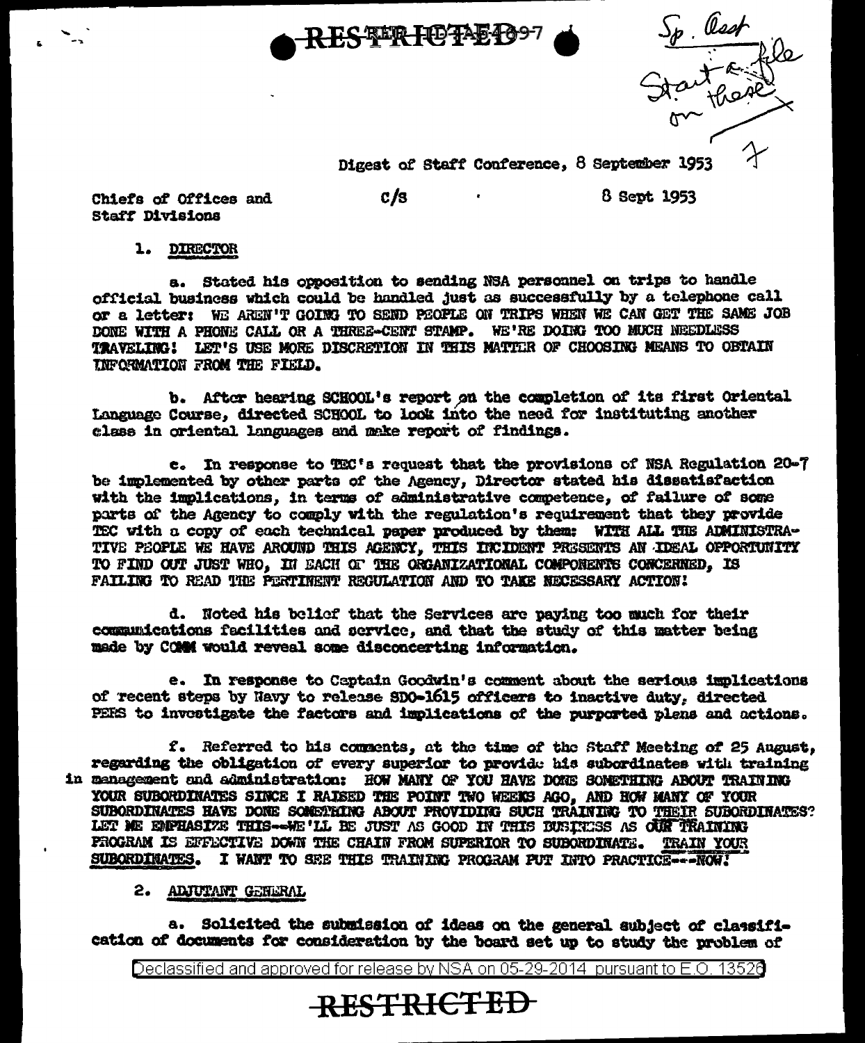RESTRICTED

Sp. Asst
Start a file
on these
7

Digest of Staff Conference, 8 September 1953

Chiefs of Offices and Staff Divisions  C/S  8 Sept 1953

1. DIRECTOR

a. Stated his opposition to sending NSA personnel on trips to handle official business which could be handled just as successfully by a telephone call or a letter: WE AREN'T GOING TO SEND PEOPLE ON TRIPS WHEN WE CAN GET THE SAME JOB DONE WITH A PHONE CALL OR A THREE-CENT STAMP. WE'RE DOING TOO MUCH NEEDLESS TRAVELING! LET'S USE MORE DISCRETION IN THIS MATTER OF CHOOSING MEANS TO OBTAIN INFORMATION FROM THE FIELD.

b. After hearing SCHOOL's report on the completion of its first Oriental Language Course, directed SCHOOL to look into the need for instituting another class in oriental languages and make report of findings.

c. In response to TEC's request that the provisions of NSA Regulation 20-7 be implemented by other parts of the Agency, Director stated his dissatisfaction with the implications, in terms of administrative competence, of failure of some parts of the Agency to comply with the regulation's requirement that they provide TEC with a copy of each technical paper produced by them: WITH ALL THE ADMINISTRATIVE PEOPLE WE HAVE AROUND THIS AGENCY, THIS INCIDENT PRESENTS AN IDEAL OPPORTUNITY TO FIND OUT JUST WHO, IN EACH OF THE ORGANIZATIONAL COMPONENTS CONCERNED, IS FAILING TO READ THE PERTINENT REGULATION AND TO TAKE NECESSARY ACTION!

d. Noted his belief that the Services are paying too much for their communications facilities and service, and that the study of this matter being made by COMM would reveal some disconcerting information.

e. In response to Captain Goodwin's comment about the serious implications of recent steps by Navy to release SDO-1615 officers to inactive duty, directed PERS to investigate the factors and implications of the purported plans and actions.

f. Referred to his comments, at the time of the Staff Meeting of 25 August, regarding the obligation of every superior to provide his subordinates with training in management and administration: HOW MANY OF YOU HAVE DONE SOMETHING ABOUT TRAINING YOUR SUBORDINATES SINCE I RAISED THE POINT TWO WEEKS AGO, AND HOW MANY OF YOUR SUBORDINATES HAVE DONE SOMETHING ABOUT PROVIDING SUCH TRAINING TO THEIR SUBORDINATES? LET ME EMPHASIZE THIS--WE'LL BE JUST AS GOOD IN THIS BUSINESS AS OUR TRAINING PROGRAM IS EFFECTIVE DOWN THE CHAIN FROM SUPERIOR TO SUBORDINATE. TRAIN YOUR SUBORDINATES. I WANT TO SEE THIS TRAINING PROGRAM PUT INTO PRACTICE---NOW!

2. ADJUTANT GENERAL

a. Solicited the submission of ideas on the general subject of classification of documents for consideration by the board set up to study the problem of

Declassified and approved for release by NSA on 05-29-2014 pursuant to E.O. 13526

RESTRICTED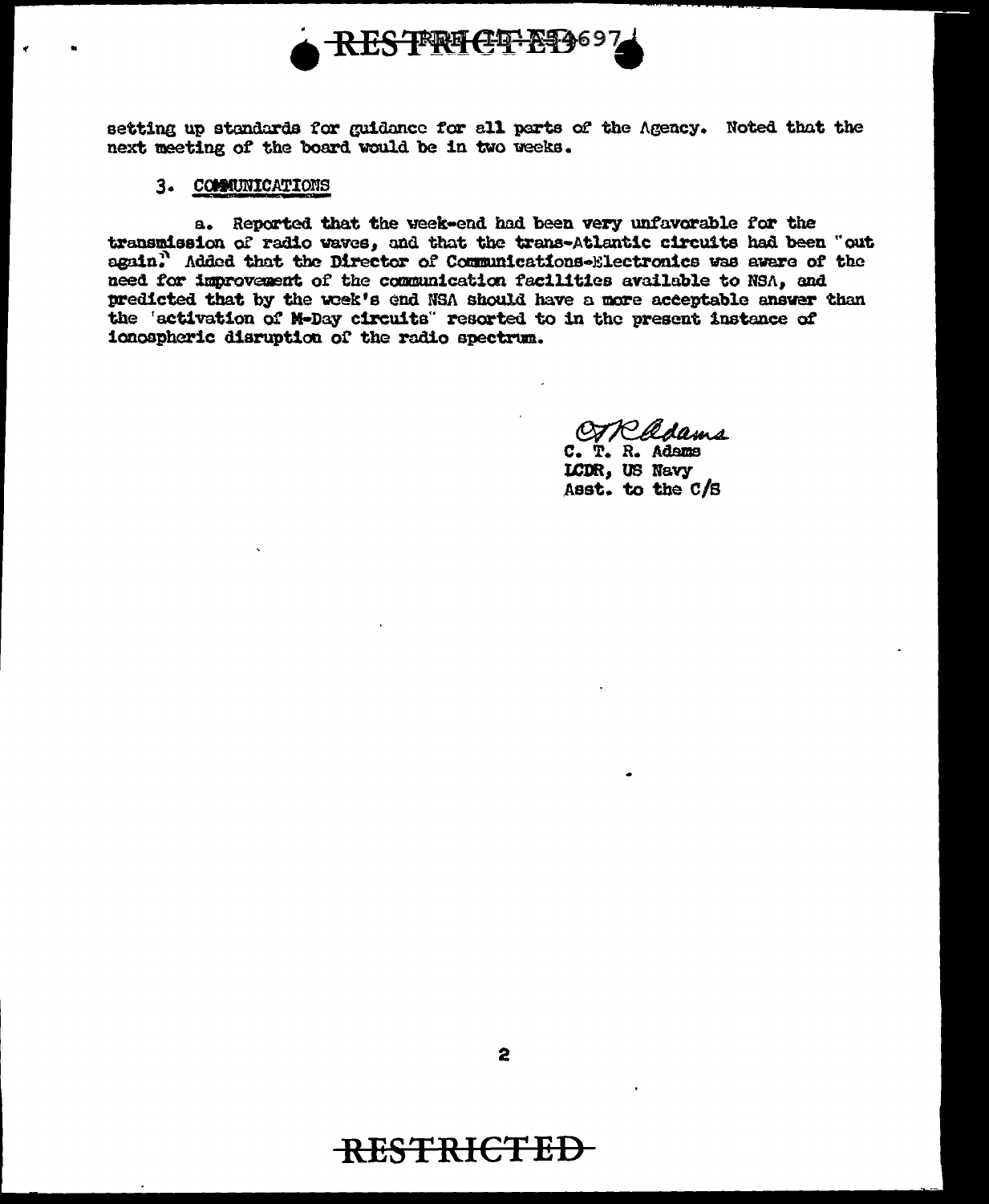setting up standards for guidance for all parts of the Agency. Noted that the next meeting of the board would be in two weeks.

3. COMMUNICATIONS

a. Reported that the week-end had been very unfavorable for the transmission of radio waves, and that the trans-Atlantic circuits had been "out again." Added that the Director of Communications-Electronics was aware of the need for improvement of the communication facilities available to NSA, and predicted that by the week's end NSA should have a more acceptable answer than the "activation of M-Day circuits" resorted to in the present instance of ionospheric disruption of the radio spectrum.

C. T. R. Adams
LCDR, US Navy
Asst. to the C/S

RESTRICTED